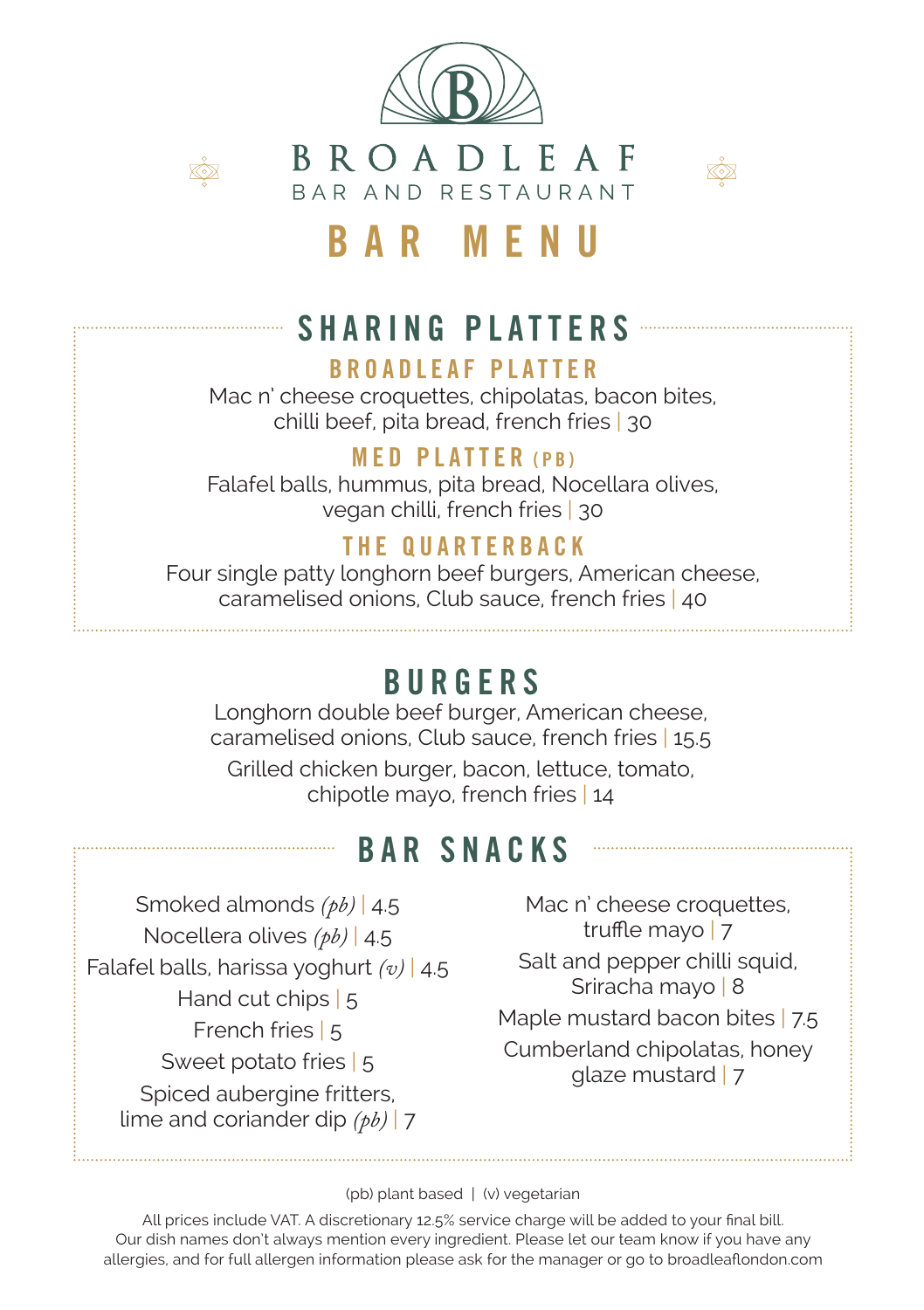# BROADLEAF

BAR AND RESTAURANT

# BAR MENU

## SHARING PLATTERS

### BROADLEAF PLATTER

Mac n' cheese croquettes, chipolatas, bacon bites, chilli beef, pita bread, french fries | 30

### MED PLATTER (PB)

Falafel balls, hummus, pita bread, Nocellara olives, vegan chilli, french fries | 30

### THE QUARTERBACK

Four single patty longhorn beef burgers, American cheese, caramelised onions, Club sauce, french fries | 40

## BURGERS

Longhorn double beef burger, American cheese, caramelised onions, Club sauce, french fries | 15.5

Grilled chicken burger, bacon, lettuce, tomato, chipotle mayo, french fries | 14

## BAR SNACKS

Smoked almonds *(pb)* | 4.5

Nocellera olives *(pb)* | 4.5

Falafel balls, harissa yoghurt *(v)* | 4.5

Hand cut chips | 5

French fries | 5

Sweet potato fries | 5

Spiced aubergine fritters, lime and coriander dip *(pb)* | 7

Mac n' cheese croquettes, truffle mayo | 7

Salt and pepper chilli squid, Sriracha mayo | 8

Maple mustard bacon bites | 7.5

Cumberland chipolatas, honey glaze mustard | 7

(pb) plant based | (v) vegetarian

All prices include VAT. A discretionary 12.5% service charge will be added to your final bill. Our dish names don't always mention every ingredient. Please let our team know if you have any allergies, and for full allergen information please ask for the manager or go to broadleaflondon.com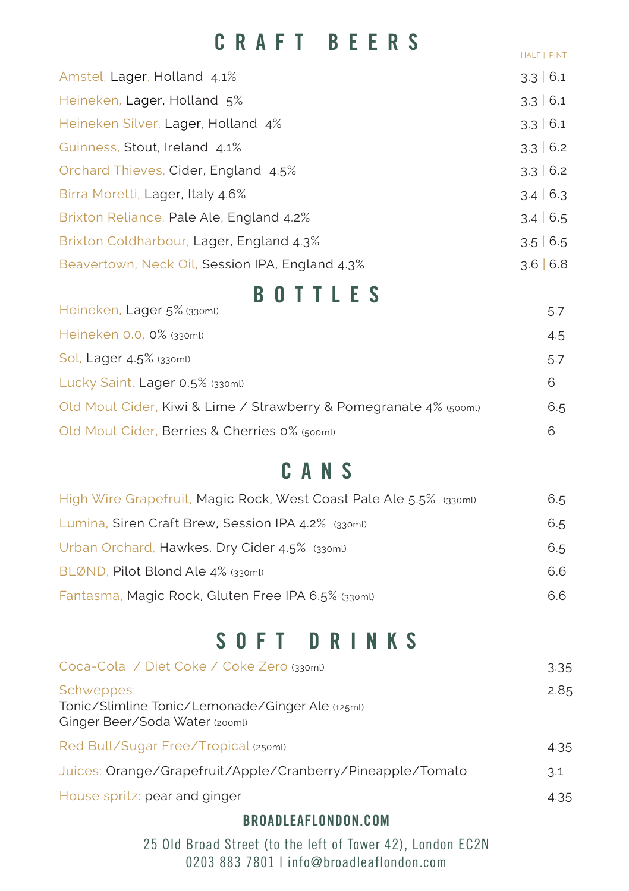# CRAFT BEERS

| | HALF | PINT |
|---|---|---|
| Amstel, Lager, Holland 4.1% | 3.3 | 6.1 |
| Heineken, Lager, Holland 5% | 3.3 | 6.1 |
| Heineken Silver, Lager, Holland 4% | 3.3 | 6.1 |
| Guinness, Stout, Ireland 4.1% | 3.3 | 6.2 |
| Orchard Thieves, Cider, England 4.5% | 3.3 | 6.2 |
| Birra Moretti, Lager, Italy 4.6% | 3.4 | 6.3 |
| Brixton Reliance, Pale Ale, England 4.2% | 3.4 | 6.5 |
| Brixton Coldharbour, Lager, England 4.3% | 3.5 | 6.5 |
| Beavertown, Neck Oil, Session IPA, England 4.3% | 3.6 | 6.8 |

# BOTTLES

| | |
|---|---|
| Heineken, Lager 5% (330ml) | 5.7 |
| Heineken 0.0, 0% (330ml) | 4.5 |
| Sol, Lager 4.5% (330ml) | 5.7 |
| Lucky Saint, Lager 0.5% (330ml) | 6 |
| Old Mout Cider, Kiwi & Lime / Strawberry & Pomegranate 4% (500ml) | 6.5 |
| Old Mout Cider, Berries & Cherries 0% (500ml) | 6 |

# CANS

| | |
|---|---|
| High Wire Grapefruit, Magic Rock, West Coast Pale Ale 5.5% (330ml) | 6.5 |
| Lumina, Siren Craft Brew, Session IPA 4.2% (330ml) | 6.5 |
| Urban Orchard, Hawkes, Dry Cider 4.5% (330ml) | 6.5 |
| BLØND, Pilot Blond Ale 4% (330ml) | 6.6 |
| Fantasma, Magic Rock, Gluten Free IPA 6.5% (330ml) | 6.6 |

# SOFT DRINKS

| | |
|---|---|
| Coca-Cola / Diet Coke / Coke Zero (330ml) | 3.35 |
| Schweppes: Tonic/Slimline Tonic/Lemonade/Ginger Ale (125ml) Ginger Beer/Soda Water (200ml) | 2.85 |
| Red Bull/Sugar Free/Tropical (250ml) | 4.35 |
| Juices: Orange/Grapefruit/Apple/Cranberry/Pineapple/Tomato | 3.1 |
| House spritz: pear and ginger | 4.35 |

**BROADLEAFLONDON.COM**

25 Old Broad Street (to the left of Tower 42), London EC2N
0203 883 7801 | info@broadleaflondon.com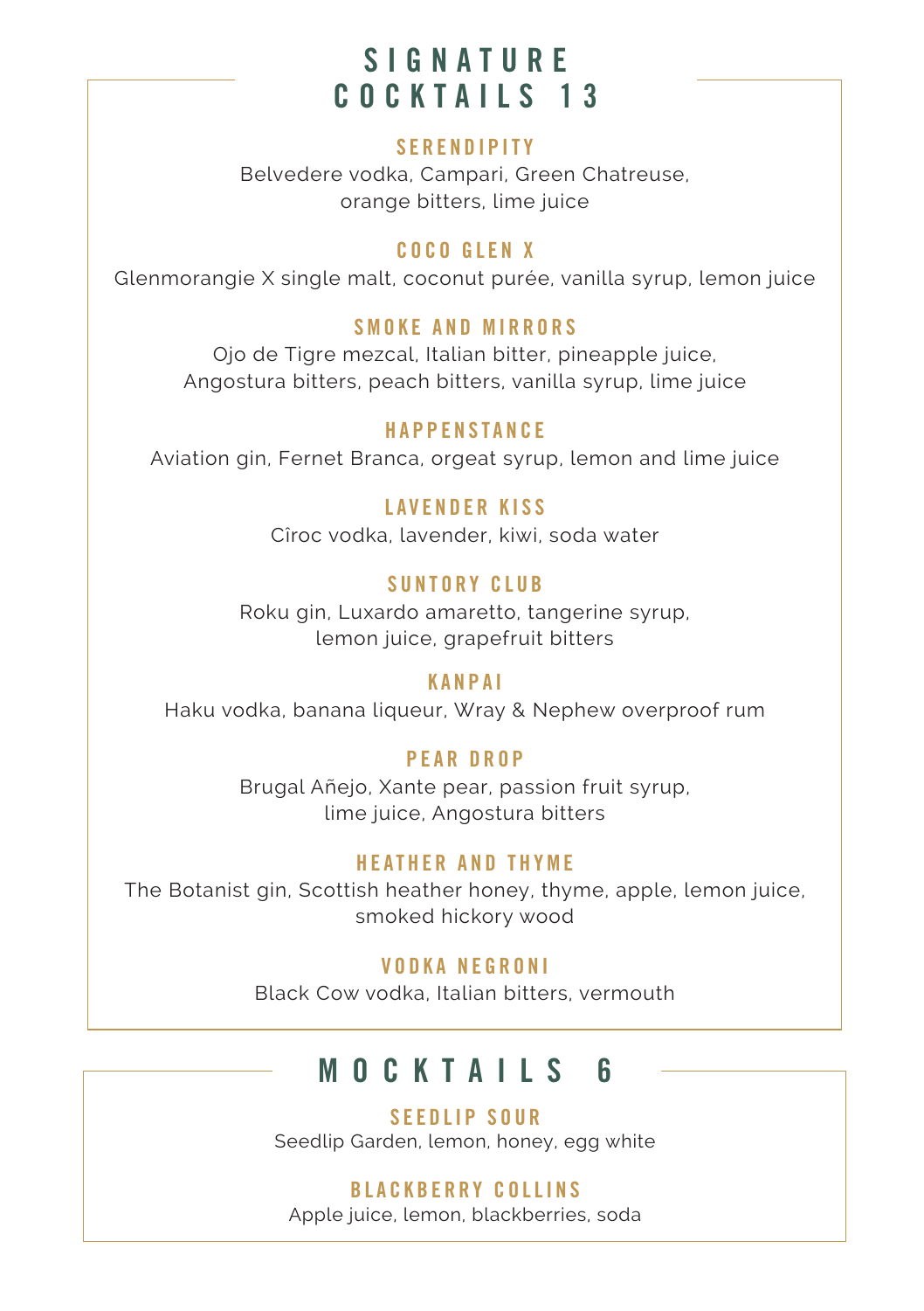# SIGNATURE COCKTAILS 13

### SERENDIPITY

Belvedere vodka, Campari, Green Chatreuse, orange bitters, lime juice

### COCO GLEN X

Glenmorangie X single malt, coconut purée, vanilla syrup, lemon juice

### SMOKE AND MIRRORS

Ojo de Tigre mezcal, Italian bitter, pineapple juice, Angostura bitters, peach bitters, vanilla syrup, lime juice

### HAPPENSTANCE

Aviation gin, Fernet Branca, orgeat syrup, lemon and lime juice

### LAVENDER KISS

Cîroc vodka, lavender, kiwi, soda water

### SUNTORY CLUB

Roku gin, Luxardo amaretto, tangerine syrup, lemon juice, grapefruit bitters

### KANPAI

Haku vodka, banana liqueur, Wray & Nephew overproof rum

### PEAR DROP

Brugal Añejo, Xante pear, passion fruit syrup, lime juice, Angostura bitters

### HEATHER AND THYME

The Botanist gin, Scottish heather honey, thyme, apple, lemon juice, smoked hickory wood

### VODKA NEGRONI

Black Cow vodka, Italian bitters, vermouth

# MOCKTAILS 6

### SEEDLIP SOUR

Seedlip Garden, lemon, honey, egg white

### BLACKBERRY COLLINS

Apple juice, lemon, blackberries, soda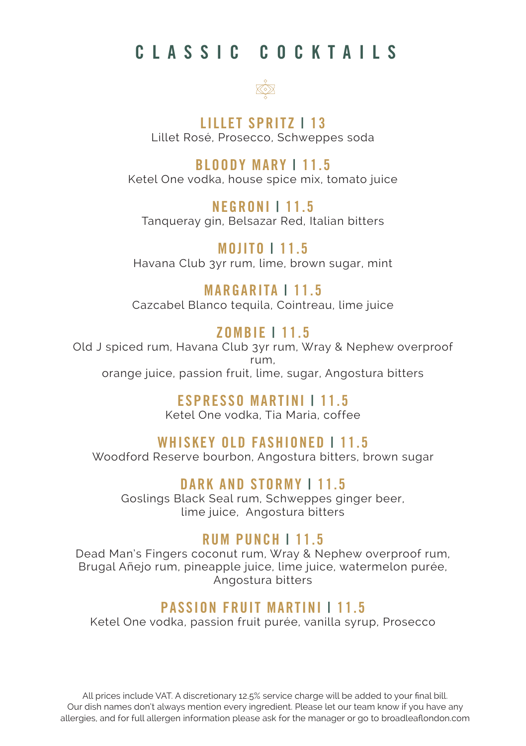# CLASSIC COCKTAILS

## LILLET SPRITZ | 13

Lillet Rosé, Prosecco, Schweppes soda

## BLOODY MARY | 11.5

Ketel One vodka, house spice mix, tomato juice

## NEGRONI | 11.5

Tanqueray gin, Belsazar Red, Italian bitters

## MOJITO | 11.5

Havana Club 3yr rum, lime, brown sugar, mint

## MARGARITA | 11.5

Cazcabel Blanco tequila, Cointreau, lime juice

## ZOMBIE | 11.5

Old J spiced rum, Havana Club 3yr rum, Wray & Nephew overproof rum,
orange juice, passion fruit, lime, sugar, Angostura bitters

## ESPRESSO MARTINI | 11.5

Ketel One vodka, Tia Maria, coffee

## WHISKEY OLD FASHIONED | 11.5

Woodford Reserve bourbon, Angostura bitters, brown sugar

## DARK AND STORMY | 11.5

Goslings Black Seal rum, Schweppes ginger beer,
lime juice, Angostura bitters

## RUM PUNCH | 11.5

Dead Man's Fingers coconut rum, Wray & Nephew overproof rum,
Brugal Añejo rum, pineapple juice, lime juice, watermelon purée,
Angostura bitters

## PASSION FRUIT MARTINI | 11.5

Ketel One vodka, passion fruit purée, vanilla syrup, Prosecco

All prices include VAT. A discretionary 12.5% service charge will be added to your final bill.
Our dish names don't always mention every ingredient. Please let our team know if you have any allergies, and for full allergen information please ask for the manager or go to broadleaflondon.com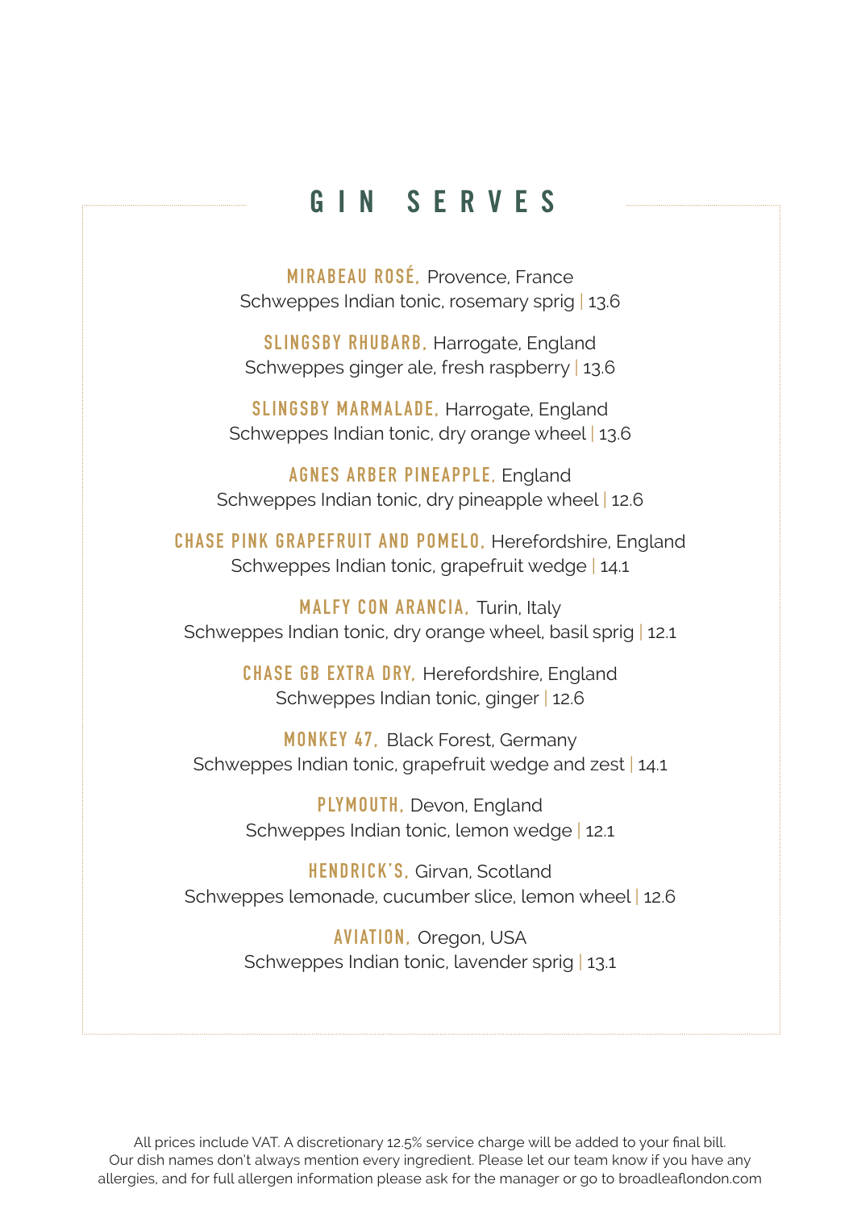# GIN SERVES

**MIRABEAU ROSÉ,** Provence, France
Schweppes Indian tonic, rosemary sprig | 13.6

**SLINGSBY RHUBARB,** Harrogate, England
Schweppes ginger ale, fresh raspberry | 13.6

**SLINGSBY MARMALADE,** Harrogate, England
Schweppes Indian tonic, dry orange wheel | 13.6

**AGNES ARBER PINEAPPLE,** England
Schweppes Indian tonic, dry pineapple wheel | 12.6

**CHASE PINK GRAPEFRUIT AND POMELO,** Herefordshire, England
Schweppes Indian tonic, grapefruit wedge | 14.1

**MALFY CON ARANCIA,** Turin, Italy
Schweppes Indian tonic, dry orange wheel, basil sprig | 12.1

**CHASE GB EXTRA DRY,** Herefordshire, England
Schweppes Indian tonic, ginger | 12.6

**MONKEY 47,** Black Forest, Germany
Schweppes Indian tonic, grapefruit wedge and zest | 14.1

**PLYMOUTH,** Devon, England
Schweppes Indian tonic, lemon wedge | 12.1

**HENDRICK'S,** Girvan, Scotland
Schweppes lemonade, cucumber slice, lemon wheel | 12.6

**AVIATION,** Oregon, USA
Schweppes Indian tonic, lavender sprig | 13.1

All prices include VAT. A discretionary 12.5% service charge will be added to your final bill.
Our dish names don't always mention every ingredient. Please let our team know if you have any allergies, and for full allergen information please ask for the manager or go to broadleaflondon.com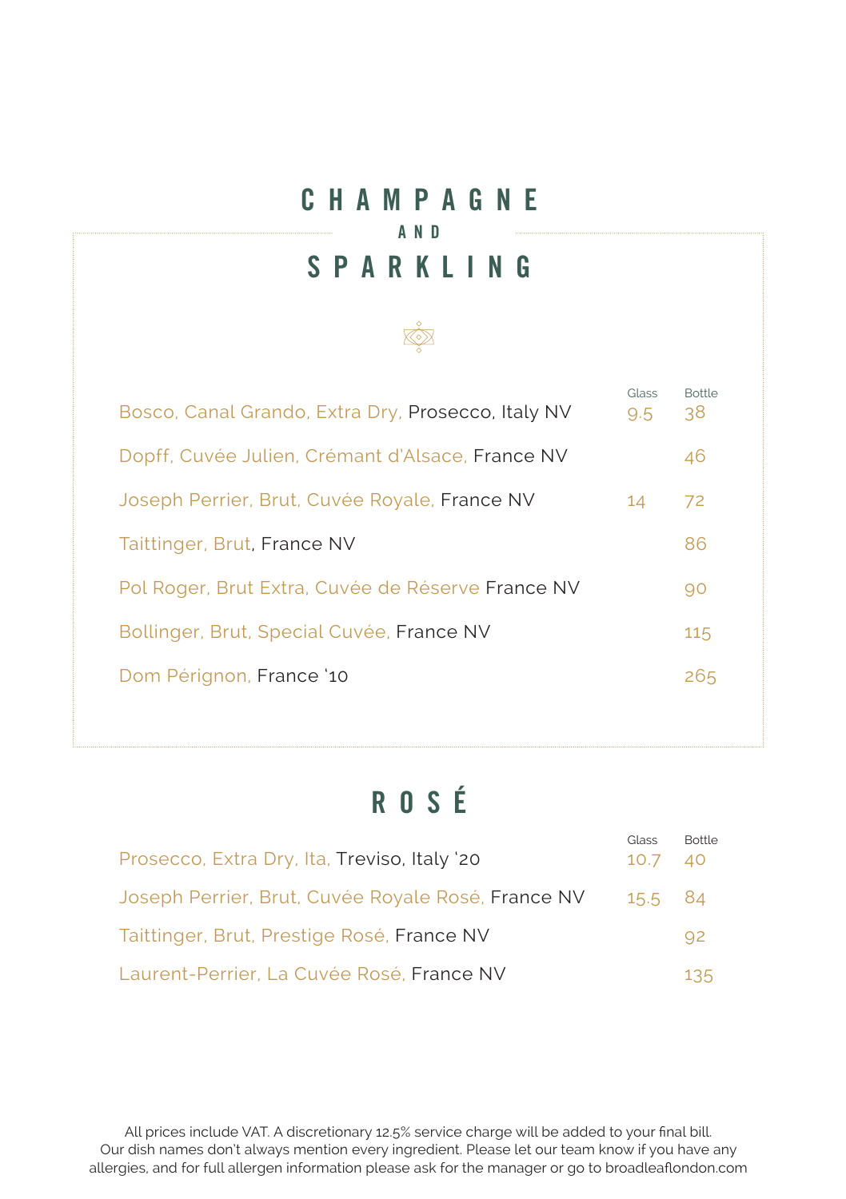# CHAMPAGNE AND SPARKLING

| | Glass | Bottle |
|---|---|---|
| Bosco, Canal Grando, Extra Dry, Prosecco, Italy NV | 9.5 | 38 |
| Dopff, Cuvée Julien, Crémant d'Alsace, France NV | | 46 |
| Joseph Perrier, Brut, Cuvée Royale, France NV | 14 | 72 |
| Taittinger, Brut, France NV | | 86 |
| Pol Roger, Brut Extra, Cuvée de Réserve France NV | | 90 |
| Bollinger, Brut, Special Cuvée, France NV | | 115 |
| Dom Pérignon, France '10 | | 265 |

# ROSÉ

| | Glass | Bottle |
|---|---|---|
| Prosecco, Extra Dry, Ita, Treviso, Italy '20 | 10.7 | 40 |
| Joseph Perrier, Brut, Cuvée Royale Rosé, France NV | 15.5 | 84 |
| Taittinger, Brut, Prestige Rosé, France NV | | 92 |
| Laurent-Perrier, La Cuvée Rosé, France NV | | 135 |

All prices include VAT. A discretionary 12.5% service charge will be added to your final bill.
Our dish names don't always mention every ingredient. Please let our team know if you have any allergies, and for full allergen information please ask for the manager or go to broadleaflondon.com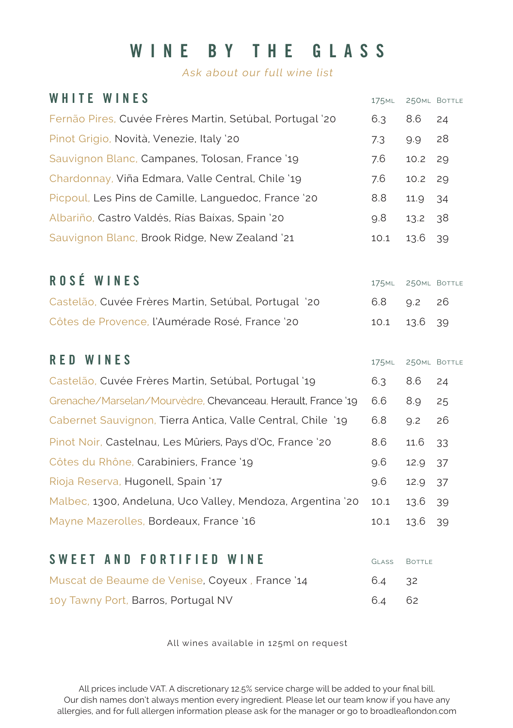# WINE BY THE GLASS

*Ask about our full wine list*

## WHITE WINES

| | 175ml | 250ml | Bottle |
|---|---|---|---|
| Fernão Pires, Cuvée Frères Martin, Setúbal, Portugal '20 | 6.3 | 8.6 | 24 |
| Pinot Grigio, Novità, Venezie, Italy '20 | 7.3 | 9.9 | 28 |
| Sauvignon Blanc, Campanes, Tolosan, France '19 | 7.6 | 10.2 | 29 |
| Chardonnay, Viña Edmara, Valle Central, Chile '19 | 7.6 | 10.2 | 29 |
| Picpoul, Les Pins de Camille, Languedoc, France '20 | 8.8 | 11.9 | 34 |
| Albariño, Castro Valdés, Rías Baíxas, Spain '20 | 9.8 | 13.2 | 38 |
| Sauvignon Blanc, Brook Ridge, New Zealand '21 | 10.1 | 13.6 | 39 |

## ROSÉ WINES

| | 175ml | 250ml | Bottle |
|---|---|---|---|
| Castelão, Cuvée Frères Martin, Setúbal, Portugal '20 | 6.8 | 9.2 | 26 |
| Côtes de Provence, l'Aumérade Rosé, France '20 | 10.1 | 13.6 | 39 |

## RED WINES

| | 175ml | 250ml | Bottle |
|---|---|---|---|
| Castelão, Cuvée Frères Martin, Setúbal, Portugal '19 | 6.3 | 8.6 | 24 |
| Grenache/Marselan/Mourvèdre, Chevanceau, Herault, France '19 | 6.6 | 8.9 | 25 |
| Cabernet Sauvignon, Tierra Antica, Valle Central, Chile '19 | 6.8 | 9.2 | 26 |
| Pinot Noir, Castelnau, Les Mûriers, Pays d'Oc, France '20 | 8.6 | 11.6 | 33 |
| Côtes du Rhône, Carabiniers, France '19 | 9.6 | 12.9 | 37 |
| Rioja Reserva, Hugonell, Spain '17 | 9.6 | 12.9 | 37 |
| Malbec, 1300, Andeluna, Uco Valley, Mendoza, Argentina '20 | 10.1 | 13.6 | 39 |
| Mayne Mazerolles, Bordeaux, France '16 | 10.1 | 13.6 | 39 |

## SWEET AND FORTIFIED WINE

| | Glass | Bottle |
|---|---|---|
| Muscat de Beaume de Venise, Coyeux , France '14 | 6.4 | 32 |
| 10y Tawny Port, Barros, Portugal NV | 6.4 | 62 |

All wines available in 125ml on request

All prices include VAT. A discretionary 12.5% service charge will be added to your final bill. Our dish names don't always mention every ingredient. Please let our team know if you have any allergies, and for full allergen information please ask for the manager or go to broadleaflondon.com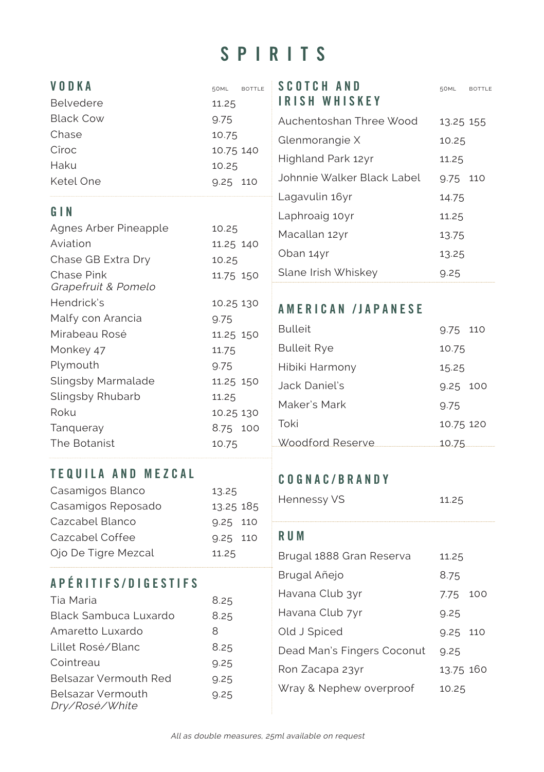# SPIRITS

## VODKA

| | 50ML | BOTTLE |
|---|---|---|
| Belvedere | 11.25 | |
| Black Cow | 9.75 | |
| Chase | 10.75 | |
| Cîroc | 10.75 | 140 |
| Haku | 10.25 | |
| Ketel One | 9.25 | 110 |

## GIN

| | | |
|---|---|---|
| Agnes Arber Pineapple | 10.25 | |
| Aviation | 11.25 | 140 |
| Chase GB Extra Dry | 10.25 | |
| Chase Pink *Grapefruit & Pomelo* | 11.75 | 150 |
| Hendrick's | 10.25 | 130 |
| Malfy con Arancia | 9.75 | |
| Mirabeau Rosé | 11.25 | 150 |
| Monkey 47 | 11.75 | |
| Plymouth | 9.75 | |
| Slingsby Marmalade | 11.25 | 150 |
| Slingsby Rhubarb | 11.25 | |
| Roku | 10.25 | 130 |
| Tanqueray | 8.75 | 100 |
| The Botanist | 10.75 | |

## TEQUILA AND MEZCAL

| | | |
|---|---|---|
| Casamigos Blanco | 13.25 | |
| Casamigos Reposado | 13.25 | 185 |
| Cazcabel Blanco | 9.25 | 110 |
| Cazcabel Coffee | 9.25 | 110 |
| Ojo De Tigre Mezcal | 11.25 | |

## APÉRITIFS/DIGESTIFS

| | |
|---|---|
| Tia Maria | 8.25 |
| Black Sambuca Luxardo | 8.25 |
| Amaretto Luxardo | 8 |
| Lillet Rosé/Blanc | 8.25 |
| Cointreau | 9.25 |
| Belsazar Vermouth Red | 9.25 |
| Belsazar Vermouth *Dry/Rosé/White* | 9.25 |

## SCOTCH AND IRISH WHISKEY

| | 50ML | BOTTLE |
|---|---|---|
| Auchentoshan Three Wood | 13.25 | 155 |
| Glenmorangie X | 10.25 | |
| Highland Park 12yr | 11.25 | |
| Johnnie Walker Black Label | 9.75 | 110 |
| Lagavulin 16yr | 14.75 | |
| Laphroaig 10yr | 11.25 | |
| Macallan 12yr | 13.75 | |
| Oban 14yr | 13.25 | |
| Slane Irish Whiskey | 9.25 | |

## AMERICAN /JAPANESE

| | | |
|---|---|---|
| Bulleit | 9.75 | 110 |
| Bulleit Rye | 10.75 | |
| Hibiki Harmony | 15.25 | |
| Jack Daniel's | 9.25 | 100 |
| Maker's Mark | 9.75 | |
| Toki | 10.75 | 120 |
| Woodford Reserve | 10.75 | |

## COGNAC/BRANDY

| | |
|---|---|
| Hennessy VS | 11.25 |

## RUM

| | | |
|---|---|---|
| Brugal 1888 Gran Reserva | 11.25 | |
| Brugal Añejo | 8.75 | |
| Havana Club 3yr | 7.75 | 100 |
| Havana Club 7yr | 9.25 | |
| Old J Spiced | 9.25 | 110 |
| Dead Man's Fingers Coconut | 9.25 | |
| Ron Zacapa 23yr | 13.75 | 160 |
| Wray & Nephew overproof | 10.25 | |

*All as double measures, 25ml available on request*